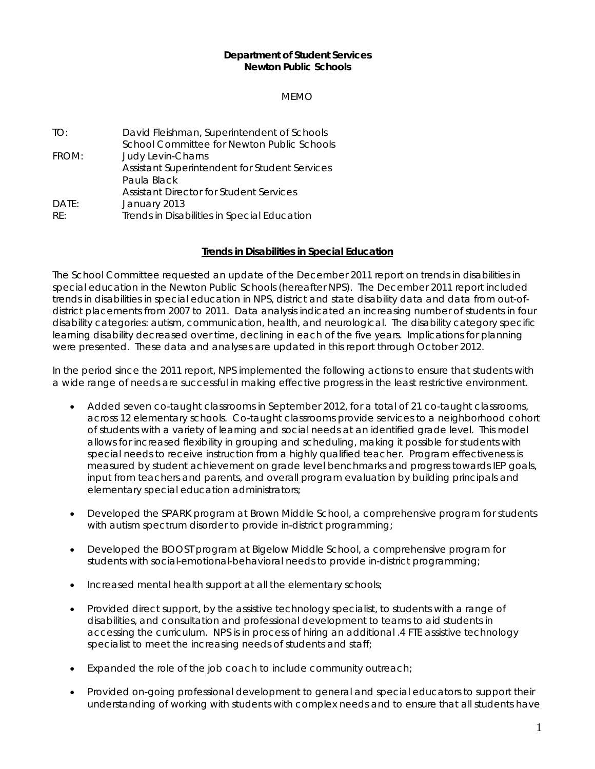**Department of Student Services**
**Newton Public Schools**

MEMO

TO: David Fleishman, Superintendent of Schools
School Committee for Newton Public Schools

FROM: Judy Levin-Charns
Assistant Superintendent for Student Services
Paula Black
Assistant Director for Student Services

DATE: January 2013

RE: Trends in Disabilities in Special Education

**Trends in Disabilities in Special Education**

The School Committee requested an update of the December 2011 report on trends in disabilities in special education in the Newton Public Schools (hereafter NPS). The December 2011 report included trends in disabilities in special education in NPS, district and state disability data and data from out-of-district placements from 2007 to 2011. Data analysis indicated an increasing number of students in four disability categories: autism, communication, health, and neurological. The disability category specific learning disability decreased over time, declining in each of the five years. Implications for planning were presented. These data and analyses are updated in this report through October 2012.

In the period since the 2011 report, NPS implemented the following actions to ensure that students with a wide range of needs are successful in making effective progress in the least restrictive environment.

- Added seven co-taught classrooms in September 2012, for a total of 21 co-taught classrooms, across 12 elementary schools. Co-taught classrooms provide services to a neighborhood cohort of students with a variety of learning and social needs at an identified grade level. This model allows for increased flexibility in grouping and scheduling, making it possible for students with special needs to receive instruction from a highly qualified teacher. Program effectiveness is measured by student achievement on grade level benchmarks and progress towards IEP goals, input from teachers and parents, and overall program evaluation by building principals and elementary special education administrators;

- Developed the SPARK program at Brown Middle School, a comprehensive program for students with autism spectrum disorder to provide in-district programming;

- Developed the BOOST program at Bigelow Middle School, a comprehensive program for students with social-emotional-behavioral needs to provide in-district programming;

- Increased mental health support at all the elementary schools;

- Provided direct support, by the assistive technology specialist, to students with a range of disabilities, and consultation and professional development to teams to aid students in accessing the curriculum. NPS is in process of hiring an additional .4 FTE assistive technology specialist to meet the increasing needs of students and staff;

- Expanded the role of the job coach to include community outreach;

- Provided on-going professional development to general and special educators to support their understanding of working with students with complex needs and to ensure that all students have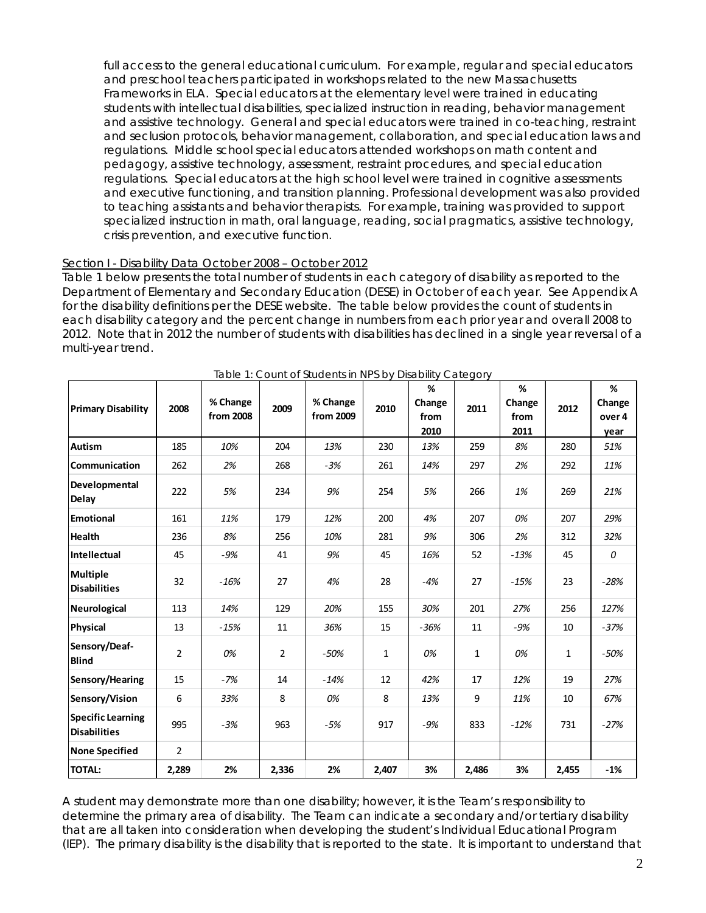full access to the general educational curriculum. For example, regular and special educators and preschool teachers participated in workshops related to the new Massachusetts Frameworks in ELA. Special educators at the elementary level were trained in educating students with intellectual disabilities, specialized instruction in reading, behavior management and assistive technology. General and special educators were trained in co-teaching, restraint and seclusion protocols, behavior management, collaboration, and special education laws and regulations. Middle school special educators attended workshops on math content and pedagogy, assistive technology, assessment, restraint procedures, and special education regulations. Special educators at the high school level were trained in cognitive assessments and executive functioning, and transition planning. Professional development was also provided to teaching assistants and behavior therapists. For example, training was provided to support specialized instruction in math, oral language, reading, social pragmatics, assistive technology, crisis prevention, and executive function.

## Section I - Disability Data October 2008 – October 2012

Table 1 below presents the total number of students in each category of disability as reported to the Department of Elementary and Secondary Education (DESE) in October of each year. See Appendix A for the disability definitions per the DESE website. The table below provides the count of students in each disability category and the percent change in numbers from each prior year and overall 2008 to 2012. Note that in 2012 the number of students with disabilities has declined in a single year reversal of a multi-year trend.

Table 1: Count of Students in NPS by Disability Category

| Primary Disability | 2008 | % Change from 2008 | 2009 | % Change from 2009 | 2010 | % Change from 2010 | 2011 | % Change from 2011 | 2012 | % Change over 4 year |
|---|---|---|---|---|---|---|---|---|---|---|
| **Autism** | 185 | *10%* | 204 | *13%* | 230 | *13%* | 259 | *8%* | 280 | *51%* |
| **Communication** | 262 | *2%* | 268 | *-3%* | 261 | *14%* | 297 | *2%* | 292 | *11%* |
| **Developmental Delay** | 222 | *5%* | 234 | *9%* | 254 | *5%* | 266 | *1%* | 269 | *21%* |
| **Emotional** | 161 | *11%* | 179 | *12%* | 200 | *4%* | 207 | *0%* | 207 | *29%* |
| **Health** | 236 | *8%* | 256 | *10%* | 281 | *9%* | 306 | *2%* | 312 | *32%* |
| **Intellectual** | 45 | *-9%* | 41 | *9%* | 45 | *16%* | 52 | *-13%* | 45 | *0* |
| **Multiple Disabilities** | 32 | *-16%* | 27 | *4%* | 28 | *-4%* | 27 | *-15%* | 23 | *-28%* |
| **Neurological** | 113 | *14%* | 129 | *20%* | 155 | *30%* | 201 | *27%* | 256 | *127%* |
| **Physical** | 13 | *-15%* | 11 | *36%* | 15 | *-36%* | 11 | *-9%* | 10 | *-37%* |
| **Sensory/Deaf-Blind** | 2 | *0%* | 2 | *-50%* | 1 | *0%* | 1 | *0%* | 1 | *-50%* |
| **Sensory/Hearing** | 15 | *-7%* | 14 | *-14%* | 12 | *42%* | 17 | *12%* | 19 | *27%* |
| **Sensory/Vision** | 6 | *33%* | 8 | *0%* | 8 | *13%* | 9 | *11%* | 10 | *67%* |
| **Specific Learning Disabilities** | 995 | *-3%* | 963 | *-5%* | 917 | *-9%* | 833 | *-12%* | 731 | *-27%* |
| **None Specified** | 2 | | | | | | | | | |
| **TOTAL:** | **2,289** | **2%** | **2,336** | **2%** | **2,407** | **3%** | **2,486** | **3%** | **2,455** | **-1%** |

A student may demonstrate more than one disability; however, it is the Team's responsibility to determine the primary area of disability. The Team can indicate a secondary and/or tertiary disability that are all taken into consideration when developing the student's Individual Educational Program (IEP). The primary disability is the disability that is reported to the state. It is important to understand that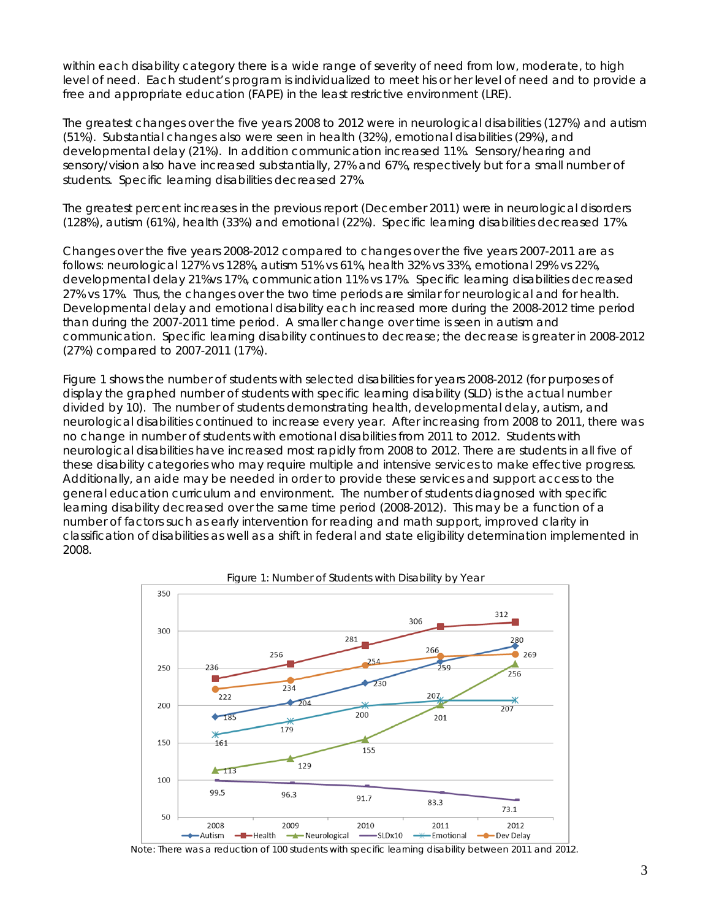within each disability category there is a wide range of severity of need from low, moderate, to high level of need. Each student's program is individualized to meet his or her level of need and to provide a free and appropriate education (FAPE) in the least restrictive environment (LRE).

The greatest changes over the five years 2008 to 2012 were in neurological disabilities (127%) and autism (51%). Substantial changes also were seen in health (32%), emotional disabilities (29%), and developmental delay (21%). In addition communication increased 11%. Sensory/hearing and sensory/vision also have increased substantially, 27% and 67%, respectively but for a small number of students. Specific learning disabilities decreased 27%.

The greatest percent increases in the previous report (December 2011) were in neurological disorders (128%), autism (61%), health (33%) and emotional (22%). Specific learning disabilities decreased 17%.

Changes over the five years 2008-2012 compared to changes over the five years 2007-2011 are as follows: neurological 127% vs 128%, autism 51% vs 61%, health 32% vs 33%, emotional 29% vs 22%, developmental delay 21%vs 17%, communication 11% vs 17%. Specific learning disabilities decreased 27% vs 17%. Thus, the changes over the two time periods are similar for neurological and for health. Developmental delay and emotional disability each increased more during the 2008-2012 time period than during the 2007-2011 time period. A smaller change over time is seen in autism and communication. Specific learning disability continues to decrease; the decrease is greater in 2008-2012 (27%) compared to 2007-2011 (17%).

Figure 1 shows the number of students with selected disabilities for years 2008-2012 (for purposes of display the graphed number of students with specific learning disability (SLD) is the actual number divided by 10). The number of students demonstrating health, developmental delay, autism, and neurological disabilities continued to increase every year. After increasing from 2008 to 2011, there was no change in number of students with emotional disabilities from 2011 to 2012. Students with neurological disabilities have increased most rapidly from 2008 to 2012. There are students in all five of these disability categories who may require multiple and intensive services to make effective progress. Additionally, an aide may be needed in order to provide these services and support access to the general education curriculum and environment. The number of students diagnosed with specific learning disability decreased over the same time period (2008-2012). This may be a function of a number of factors such as early intervention for reading and math support, improved clarity in classification of disabilities as well as a shift in federal and state eligibility determination implemented in 2008.

Figure 1: Number of Students with Disability by Year

| Category | 2008 | 2009 | 2010 | 2011 | 2012 |
|---|---|---|---|---|---|
| Autism | 185 | 204 | 230 | 259 | 280 |
| Health | 236 | 256 | 281 | 306 | 312 |
| Neurological | 113 | 129 | 155 | 201 | 256 |
| SLDx10 | 99.5 | 96.3 | 91.7 | 83.3 | 73.1 |
| Emotional | 161 | 179 | 200 | 207 | 207 |
| Dev Delay | 222 | 234 | 254 | 266 | 269 |

Note: There was a reduction of 100 students with specific learning disability between 2011 and 2012.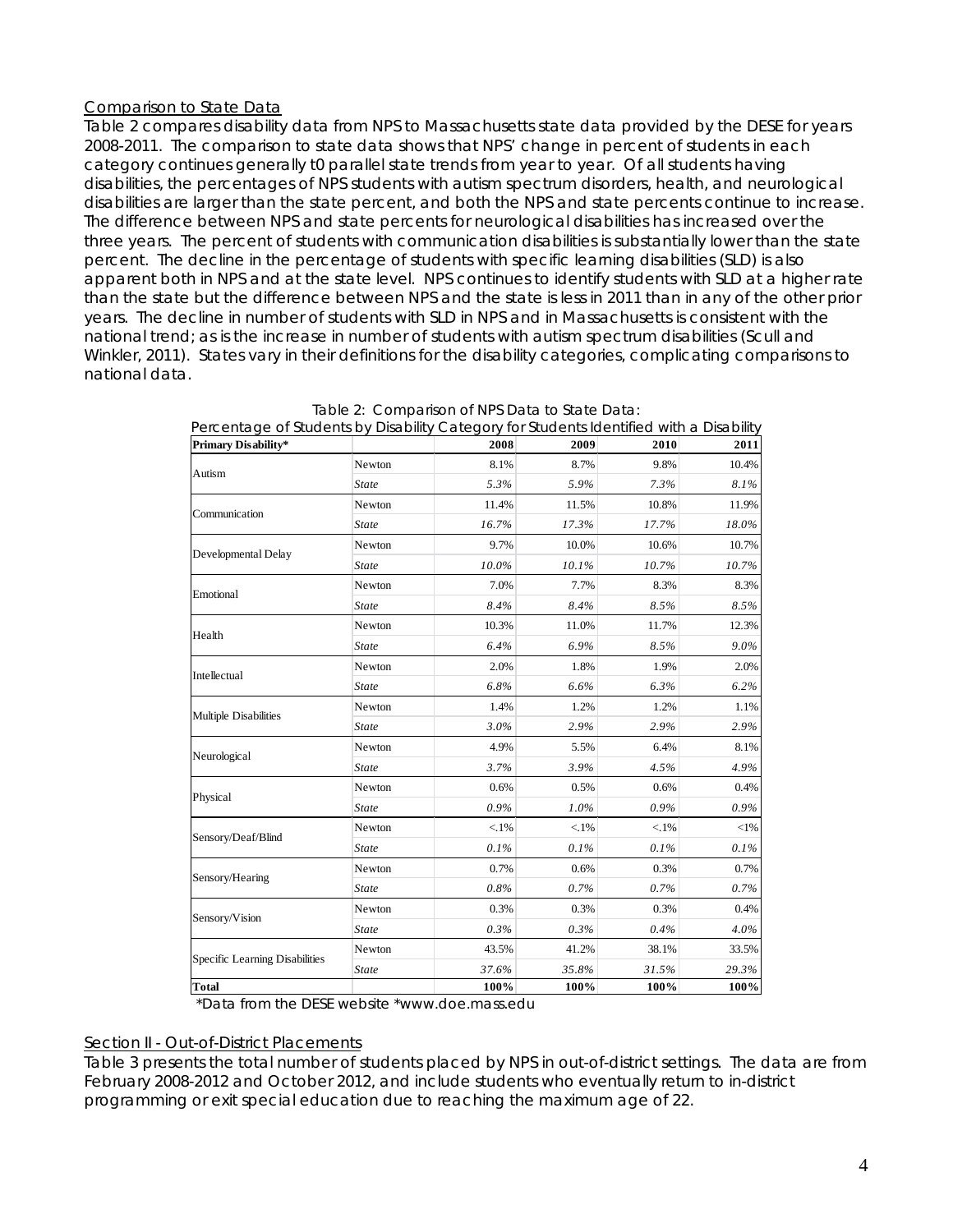Comparison to State Data

Table 2 compares disability data from NPS to Massachusetts state data provided by the DESE for years 2008-2011. The comparison to state data shows that NPS' change in percent of students in each category continues generally t0 parallel state trends from year to year. Of all students having disabilities, the percentages of NPS students with autism spectrum disorders, health, and neurological disabilities are larger than the state percent, and both the NPS and state percents continue to increase. The difference between NPS and state percents for neurological disabilities has increased over the three years. The percent of students with communication disabilities is substantially lower than the state percent. The decline in the percentage of students with specific learning disabilities (SLD) is also apparent both in NPS and at the state level. NPS continues to identify students with SLD at a higher rate than the state but the difference between NPS and the state is less in 2011 than in any of the other prior years. The decline in number of students with SLD in NPS and in Massachusetts is consistent with the national trend; as is the increase in number of students with autism spectrum disabilities (Scull and Winkler, 2011). States vary in their definitions for the disability categories, complicating comparisons to national data.

Table 2: Comparison of NPS Data to State Data:
Percentage of Students by Disability Category for Students Identified with a Disability

| Primary Disability* | | 2008 | 2009 | 2010 | 2011 |
|---|---|---|---|---|---|
| Autism | Newton | 8.1% | 8.7% | 9.8% | 10.4% |
| | *State* | *5.3%* | *5.9%* | *7.3%* | *8.1%* |
| Communication | Newton | 11.4% | 11.5% | 10.8% | 11.9% |
| | *State* | *16.7%* | *17.3%* | *17.7%* | *18.0%* |
| Developmental Delay | Newton | 9.7% | 10.0% | 10.6% | 10.7% |
| | *State* | *10.0%* | *10.1%* | *10.7%* | *10.7%* |
| Emotional | Newton | 7.0% | 7.7% | 8.3% | 8.3% |
| | *State* | *8.4%* | *8.4%* | *8.5%* | *8.5%* |
| Health | Newton | 10.3% | 11.0% | 11.7% | 12.3% |
| | *State* | *6.4%* | *6.9%* | *8.5%* | *9.0%* |
| Intellectual | Newton | 2.0% | 1.8% | 1.9% | 2.0% |
| | *State* | *6.8%* | *6.6%* | *6.3%* | *6.2%* |
| Multiple Disabilities | Newton | 1.4% | 1.2% | 1.2% | 1.1% |
| | *State* | *3.0%* | *2.9%* | *2.9%* | *2.9%* |
| Neurological | Newton | 4.9% | 5.5% | 6.4% | 8.1% |
| | *State* | *3.7%* | *3.9%* | *4.5%* | *4.9%* |
| Physical | Newton | 0.6% | 0.5% | 0.6% | 0.4% |
| | *State* | *0.9%* | *1.0%* | *0.9%* | *0.9%* |
| Sensory/Deaf/Blind | Newton | <.1% | <.1% | <.1% | <1% |
| | *State* | *0.1%* | *0.1%* | *0.1%* | *0.1%* |
| Sensory/Hearing | Newton | 0.7% | 0.6% | 0.3% | 0.7% |
| | *State* | *0.8%* | *0.7%* | *0.7%* | *0.7%* |
| Sensory/Vision | Newton | 0.3% | 0.3% | 0.3% | 0.4% |
| | *State* | *0.3%* | *0.3%* | *0.4%* | *4.0%* |
| Specific Learning Disabilities | Newton | 43.5% | 41.2% | 38.1% | 33.5% |
| | *State* | *37.6%* | *35.8%* | *31.5%* | *29.3%* |
| **Total** | | **100%** | **100%** | **100%** | **100%** |

*Data from the DESE website *www.doe.mass.edu

Section II - Out-of-District Placements

Table 3 presents the total number of students placed by NPS in out-of-district settings. The data are from February 2008-2012 and October 2012, and include students who eventually return to in-district programming or exit special education due to reaching the maximum age of 22.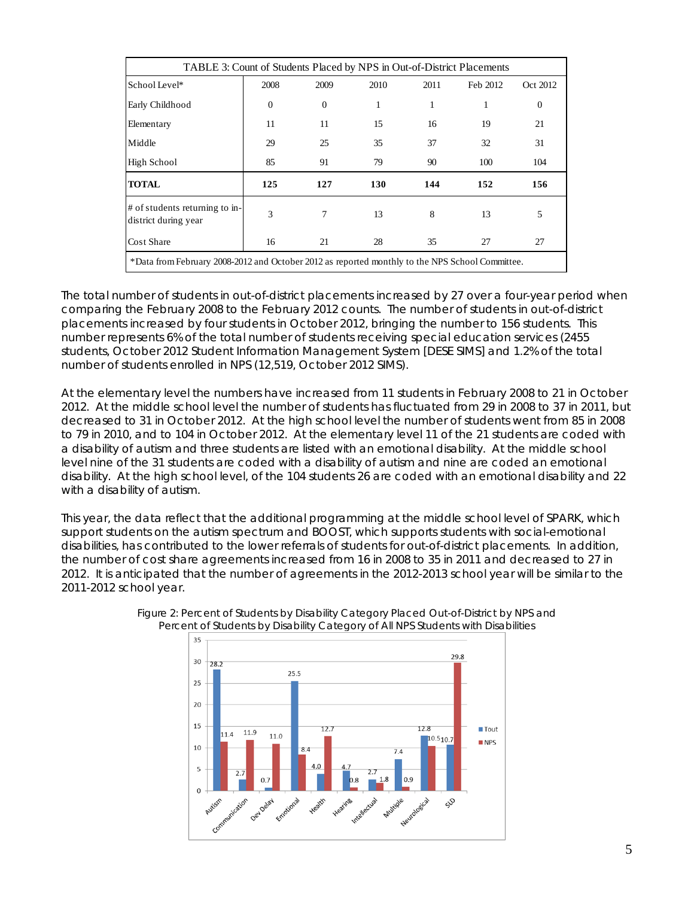| TABLE 3: Count of Students Placed by NPS in Out-of-District Placements | | | | | | |
|---|---|---|---|---|---|---|
| School Level* | 2008 | 2009 | 2010 | 2011 | Feb 2012 | Oct 2012 |
| Early Childhood | 0 | 0 | 1 | 1 | 1 | 0 |
| Elementary | 11 | 11 | 15 | 16 | 19 | 21 |
| Middle | 29 | 25 | 35 | 37 | 32 | 31 |
| High School | 85 | 91 | 79 | 90 | 100 | 104 |
| **TOTAL** | **125** | **127** | **130** | **144** | **152** | **156** |
| # of students returning to in-district during year | 3 | 7 | 13 | 8 | 13 | 5 |
| Cost Share | 16 | 21 | 28 | 35 | 27 | 27 |

*Data from February 2008-2012 and October 2012 as reported monthly to the NPS School Committee.

The total number of students in out-of-district placements increased by 27 over a four-year period when comparing the February 2008 to the February 2012 counts. The number of students in out-of-district placements increased by four students in October 2012, bringing the number to 156 students. This number represents 6% of the total number of students receiving special education services (2455 students, October 2012 Student Information Management System [DESE SIMS] and 1.2% of the total number of students enrolled in NPS (12,519, October 2012 SIMS).

At the elementary level the numbers have increased from 11 students in February 2008 to 21 in October 2012. At the middle school level the number of students has fluctuated from 29 in 2008 to 37 in 2011, but decreased to 31 in October 2012. At the high school level the number of students went from 85 in 2008 to 79 in 2010, and to 104 in October 2012. At the elementary level 11 of the 21 students are coded with a disability of autism and three students are listed with an emotional disability. At the middle school level nine of the 31 students are coded with a disability of autism and nine are coded an emotional disability. At the high school level, of the 104 students 26 are coded with an emotional disability and 22 with a disability of autism.

This year, the data reflect that the additional programming at the middle school level of SPARK, which support students on the autism spectrum and BOOST, which supports students with social-emotional disabilities, has contributed to the lower referrals of students for out-of-district placements. In addition, the number of cost share agreements increased from 16 in 2008 to 35 in 2011 and decreased to 27 in 2012. It is anticipated that the number of agreements in the 2012-2013 school year will be similar to the 2011-2012 school year.

Figure 2: Percent of Students by Disability Category Placed Out-of-District by NPS and Percent of Students by Disability Category of All NPS Students with Disabilities

| Disability Category | Tout | NPS |
|---|---|---|
| Autism | 28.2 | 11.4 |
| Communication | 2.7 | 11.9 |
| Dev Delay | 0.7 | 11.0 |
| Emotional | 25.5 | 8.4 |
| Health | 4.0 | 12.7 |
| Hearing | 4.7 | 0.8 |
| Intellectual | 2.7 | 1.8 |
| Multiple | 7.4 | 0.9 |
| Neurological | 12.8 | 10.5 |
| SLD | 10.7 | 29.8 |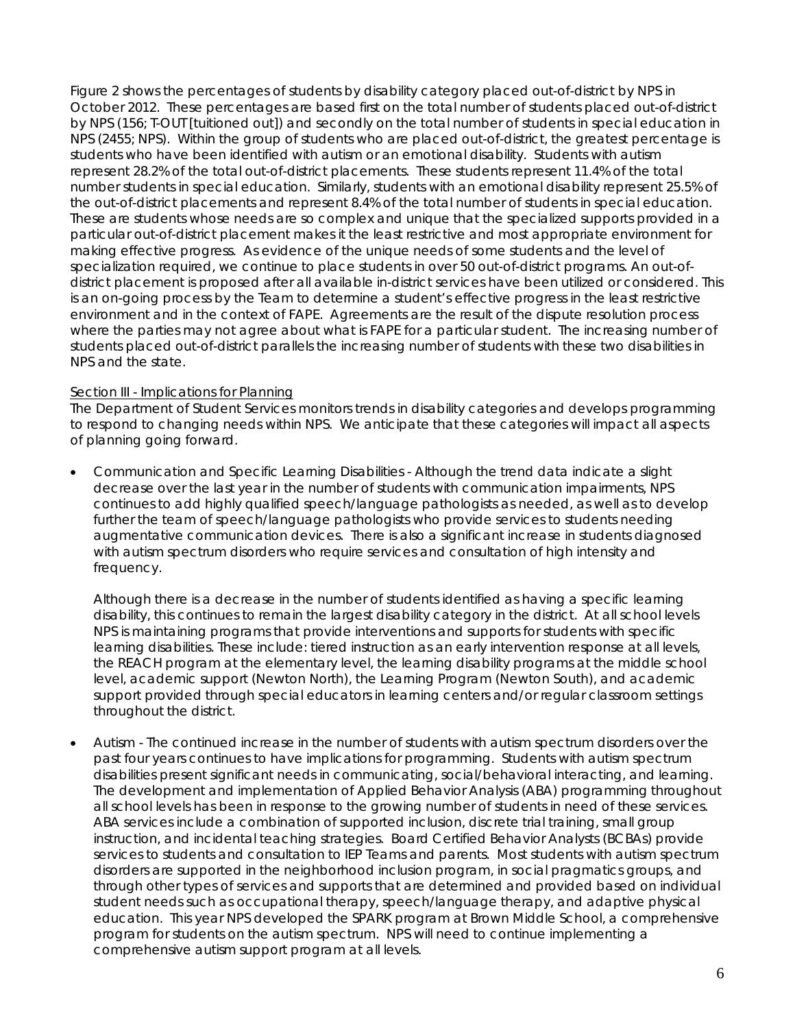Figure 2 shows the percentages of students by disability category placed out-of-district by NPS in October 2012. These percentages are based first on the total number of students placed out-of-district by NPS (156; T-OUT [tuitioned out]) and secondly on the total number of students in special education in NPS (2455; NPS). Within the group of students who are placed out-of-district, the greatest percentage is students who have been identified with autism or an emotional disability. Students with autism represent 28.2% of the total out-of-district placements. These students represent 11.4% of the total number students in special education. Similarly, students with an emotional disability represent 25.5% of the out-of-district placements and represent 8.4% of the total number of students in special education. These are students whose needs are so complex and unique that the specialized supports provided in a particular out-of-district placement makes it the least restrictive and most appropriate environment for making effective progress. As evidence of the unique needs of some students and the level of specialization required, we continue to place students in over 50 out-of-district programs. An out-of-district placement is proposed after all available in-district services have been utilized or considered. This is an on-going process by the Team to determine a student's effective progress in the least restrictive environment and in the context of FAPE. Agreements are the result of the dispute resolution process where the parties may not agree about what is FAPE for a particular student. The increasing number of students placed out-of-district parallels the increasing number of students with these two disabilities in NPS and the state.

## Section III - Implications for Planning

The Department of Student Services monitors trends in disability categories and develops programming to respond to changing needs within NPS. We anticipate that these categories will impact all aspects of planning going forward.

- Communication and Specific Learning Disabilities - Although the trend data indicate a slight decrease over the last year in the number of students with communication impairments, NPS continues to add highly qualified speech/language pathologists as needed, as well as to develop further the team of speech/language pathologists who provide services to students needing augmentative communication devices. There is also a significant increase in students diagnosed with autism spectrum disorders who require services and consultation of high intensity and frequency.

  Although there is a decrease in the number of students identified as having a specific learning disability, this continues to remain the largest disability category in the district. At all school levels NPS is maintaining programs that provide interventions and supports for students with specific learning disabilities. These include: tiered instruction as an early intervention response at all levels, the REACH program at the elementary level, the learning disability programs at the middle school level, academic support (Newton North), the Learning Program (Newton South), and academic support provided through special educators in learning centers and/or regular classroom settings throughout the district.

- Autism - The continued increase in the number of students with autism spectrum disorders over the past four years continues to have implications for programming. Students with autism spectrum disabilities present significant needs in communicating, social/behavioral interacting, and learning. The development and implementation of Applied Behavior Analysis (ABA) programming throughout all school levels has been in response to the growing number of students in need of these services. ABA services include a combination of supported inclusion, discrete trial training, small group instruction, and incidental teaching strategies. Board Certified Behavior Analysts (BCBAs) provide services to students and consultation to IEP Teams and parents. Most students with autism spectrum disorders are supported in the neighborhood inclusion program, in social pragmatics groups, and through other types of services and supports that are determined and provided based on individual student needs such as occupational therapy, speech/language therapy, and adaptive physical education. This year NPS developed the SPARK program at Brown Middle School, a comprehensive program for students on the autism spectrum. NPS will need to continue implementing a comprehensive autism support program at all levels.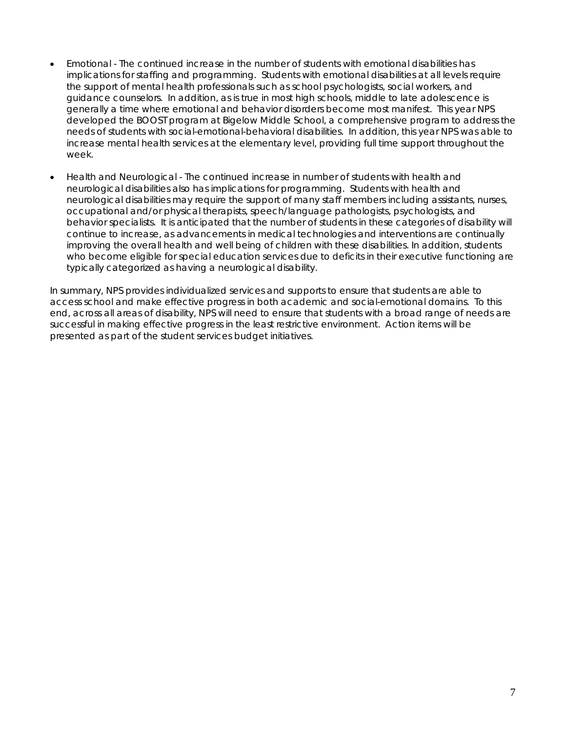- Emotional - The continued increase in the number of students with emotional disabilities has implications for staffing and programming. Students with emotional disabilities at all levels require the support of mental health professionals such as school psychologists, social workers, and guidance counselors. In addition, as is true in most high schools, middle to late adolescence is generally a time where emotional and behavior disorders become most manifest. This year NPS developed the BOOST program at Bigelow Middle School, a comprehensive program to address the needs of students with social-emotional-behavioral disabilities. In addition, this year NPS was able to increase mental health services at the elementary level, providing full time support throughout the week.

- Health and Neurological - The continued increase in number of students with health and neurological disabilities also has implications for programming. Students with health and neurological disabilities may require the support of many staff members including assistants, nurses, occupational and/or physical therapists, speech/language pathologists, psychologists, and behavior specialists. It is anticipated that the number of students in these categories of disability will continue to increase, as advancements in medical technologies and interventions are continually improving the overall health and well being of children with these disabilities. In addition, students who become eligible for special education services due to deficits in their executive functioning are typically categorized as having a neurological disability.

In summary, NPS provides individualized services and supports to ensure that students are able to access school and make effective progress in both academic and social-emotional domains. To this end, across all areas of disability, NPS will need to ensure that students with a broad range of needs are successful in making effective progress in the least restrictive environment. Action items will be presented as part of the student services budget initiatives.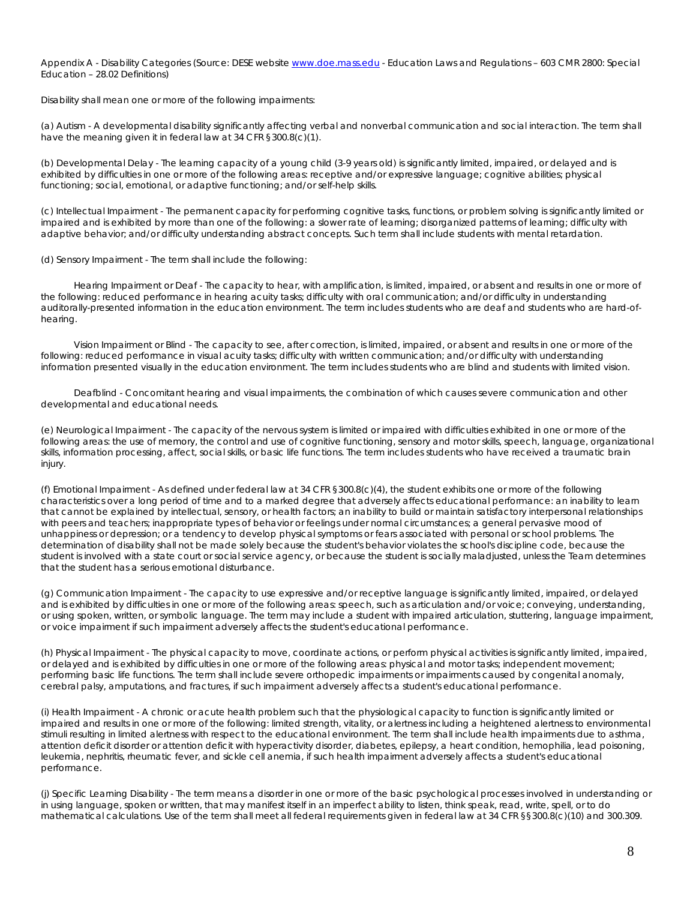Appendix A - Disability Categories (Source: DESE website www.doe.mass.edu - Education Laws and Regulations – 603 CMR 2800: Special Education – 28.02 Definitions)

Disability shall mean one or more of the following impairments:

(a) Autism - A developmental disability significantly affecting verbal and nonverbal communication and social interaction. The term shall have the meaning given it in federal law at 34 CFR §300.8(c)(1).

(b) Developmental Delay - The learning capacity of a young child (3-9 years old) is significantly limited, impaired, or delayed and is exhibited by difficulties in one or more of the following areas: receptive and/or expressive language; cognitive abilities; physical functioning; social, emotional, or adaptive functioning; and/or self-help skills.

(c) Intellectual Impairment - The permanent capacity for performing cognitive tasks, functions, or problem solving is significantly limited or impaired and is exhibited by more than one of the following: a slower rate of learning; disorganized patterns of learning; difficulty with adaptive behavior; and/or difficulty understanding abstract concepts. Such term shall include students with mental retardation.

(d) Sensory Impairment - The term shall include the following:

Hearing Impairment or Deaf - The capacity to hear, with amplification, is limited, impaired, or absent and results in one or more of the following: reduced performance in hearing acuity tasks; difficulty with oral communication; and/or difficulty in understanding auditorally-presented information in the education environment. The term includes students who are deaf and students who are hard-of-hearing.

Vision Impairment or Blind - The capacity to see, after correction, is limited, impaired, or absent and results in one or more of the following: reduced performance in visual acuity tasks; difficulty with written communication; and/or difficulty with understanding information presented visually in the education environment. The term includes students who are blind and students with limited vision.

Deafblind - Concomitant hearing and visual impairments, the combination of which causes severe communication and other developmental and educational needs.

(e) Neurological Impairment - The capacity of the nervous system is limited or impaired with difficulties exhibited in one or more of the following areas: the use of memory, the control and use of cognitive functioning, sensory and motor skills, speech, language, organizational skills, information processing, affect, social skills, or basic life functions. The term includes students who have received a traumatic brain injury.

(f) Emotional Impairment - As defined under federal law at 34 CFR §300.8(c)(4), the student exhibits one or more of the following characteristics over a long period of time and to a marked degree that adversely affects educational performance: an inability to learn that cannot be explained by intellectual, sensory, or health factors; an inability to build or maintain satisfactory interpersonal relationships with peers and teachers; inappropriate types of behavior or feelings under normal circumstances; a general pervasive mood of unhappiness or depression; or a tendency to develop physical symptoms or fears associated with personal or school problems. The determination of disability shall not be made solely because the student's behavior violates the school's discipline code, because the student is involved with a state court or social service agency, or because the student is socially maladjusted, unless the Team determines that the student has a serious emotional disturbance.

(g) Communication Impairment - The capacity to use expressive and/or receptive language is significantly limited, impaired, or delayed and is exhibited by difficulties in one or more of the following areas: speech, such as articulation and/or voice; conveying, understanding, or using spoken, written, or symbolic language. The term may include a student with impaired articulation, stuttering, language impairment, or voice impairment if such impairment adversely affects the student's educational performance.

(h) Physical Impairment - The physical capacity to move, coordinate actions, or perform physical activities is significantly limited, impaired, or delayed and is exhibited by difficulties in one or more of the following areas: physical and motor tasks; independent movement; performing basic life functions. The term shall include severe orthopedic impairments or impairments caused by congenital anomaly, cerebral palsy, amputations, and fractures, if such impairment adversely affects a student's educational performance.

(i) Health Impairment - A chronic or acute health problem such that the physiological capacity to function is significantly limited or impaired and results in one or more of the following: limited strength, vitality, or alertness including a heightened alertness to environmental stimuli resulting in limited alertness with respect to the educational environment. The term shall include health impairments due to asthma, attention deficit disorder or attention deficit with hyperactivity disorder, diabetes, epilepsy, a heart condition, hemophilia, lead poisoning, leukemia, nephritis, rheumatic fever, and sickle cell anemia, if such health impairment adversely affects a student's educational performance.

(j) Specific Learning Disability - The term means a disorder in one or more of the basic psychological processes involved in understanding or in using language, spoken or written, that may manifest itself in an imperfect ability to listen, think speak, read, write, spell, or to do mathematical calculations. Use of the term shall meet all federal requirements given in federal law at 34 CFR §§300.8(c)(10) and 300.309.